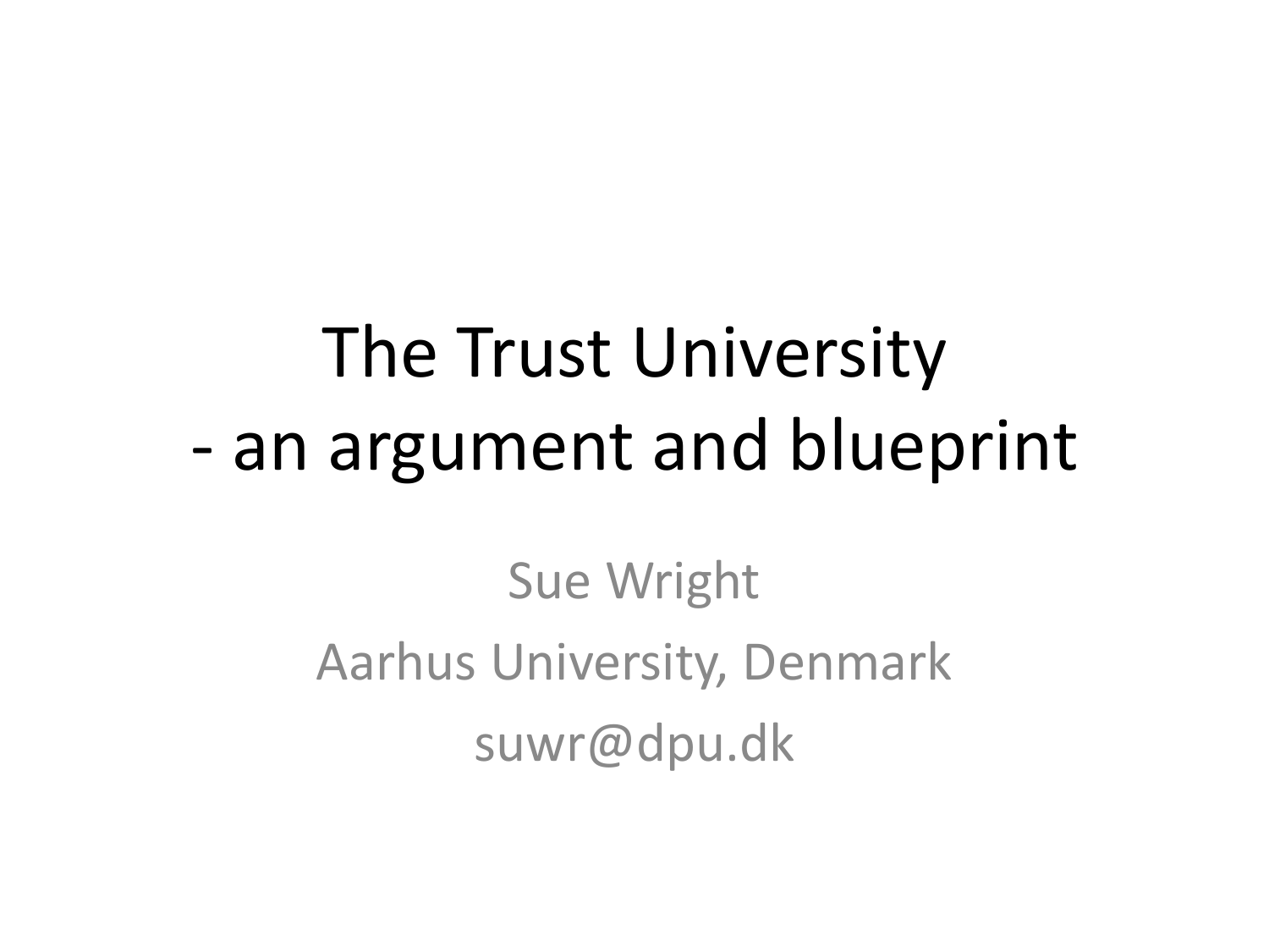# The Trust University - an argument and blueprint

Sue Wright

Aarhus University, Denmark

suwr@dpu.dk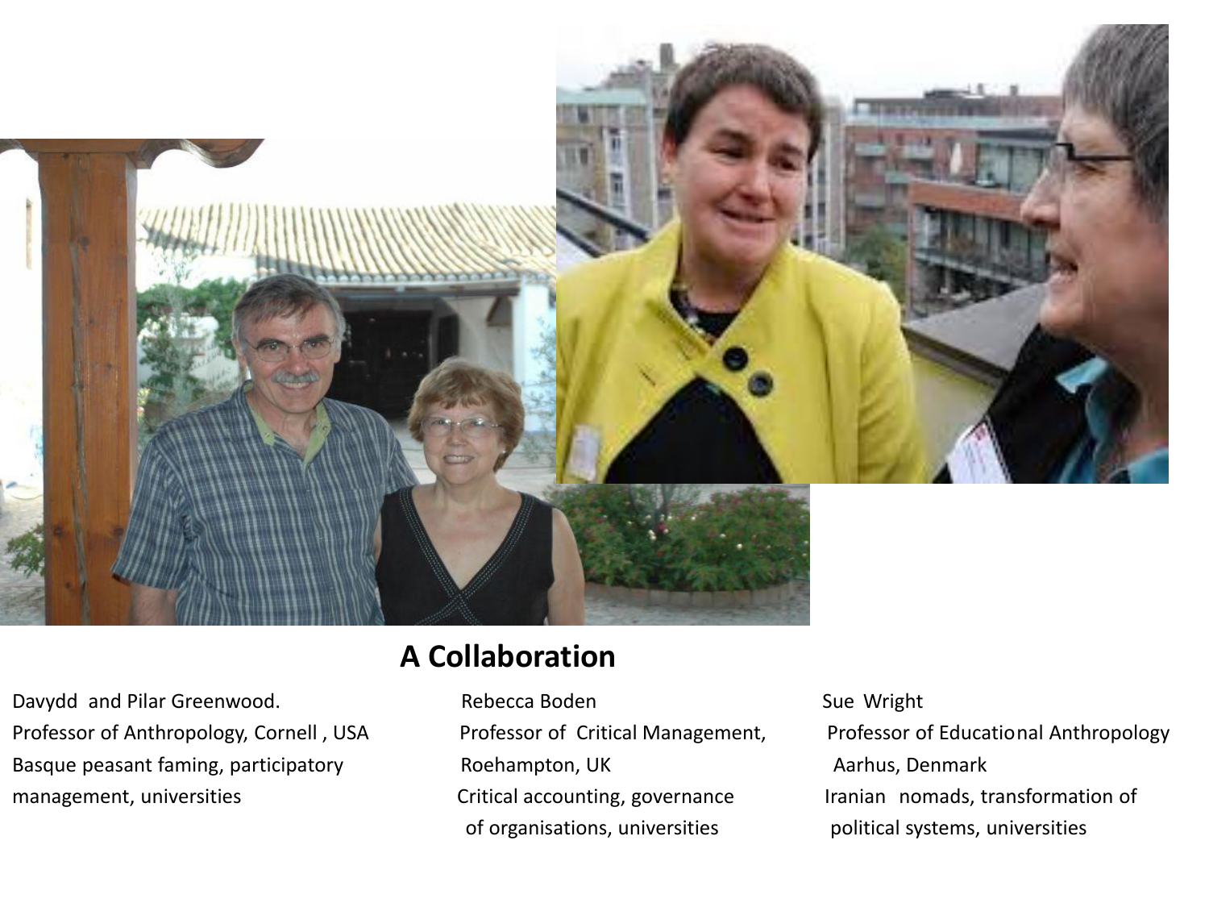## A Collaboration

Davydd and Pilar Greenwood.
Professor of Anthropology, Cornell , USA
Basque peasant faming, participatory management, universities

Rebecca Boden
Professor of Critical Management, Roehampton, UK
Critical accounting, governance of organisations, universities

Sue Wright
Professor of Educational Anthropology Aarhus, Denmark
Iranian nomads, transformation of political systems, universities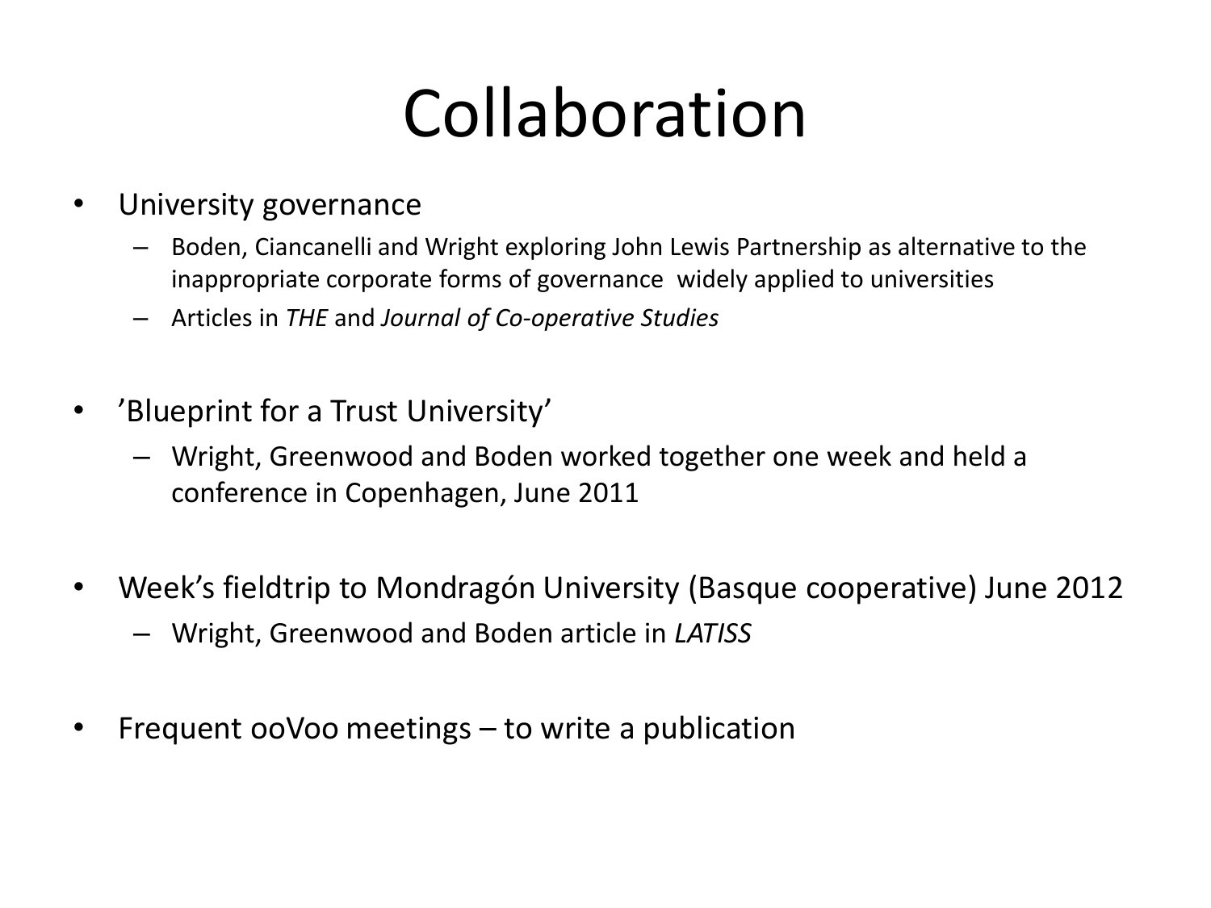# Collaboration

- University governance
  - Boden, Ciancanelli and Wright exploring John Lewis Partnership as alternative to the inappropriate corporate forms of governance widely applied to universities
  - Articles in *THE* and *Journal of Co-operative Studies*

- 'Blueprint for a Trust University'
  - Wright, Greenwood and Boden worked together one week and held a conference in Copenhagen, June 2011

- Week's fieldtrip to Mondragón University (Basque cooperative) June 2012
  - Wright, Greenwood and Boden article in *LATISS*

- Frequent ooVoo meetings – to write a publication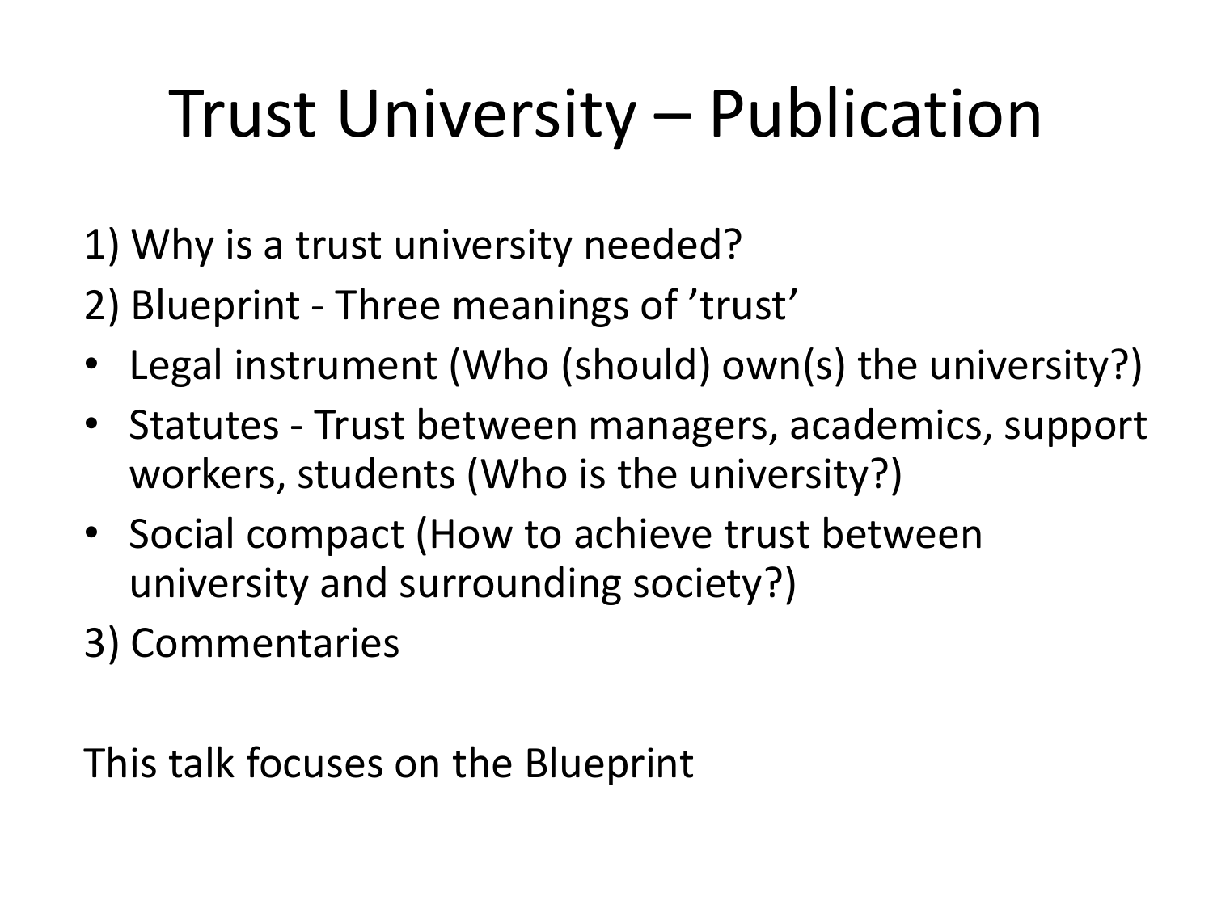# Trust University – Publication

1) Why is a trust university needed?

2) Blueprint - Three meanings of ’trust’

- Legal instrument (Who (should) own(s) the university?)
- Statutes - Trust between managers, academics, support workers, students (Who is the university?)
- Social compact (How to achieve trust between university and surrounding society?)

3) Commentaries

This talk focuses on the Blueprint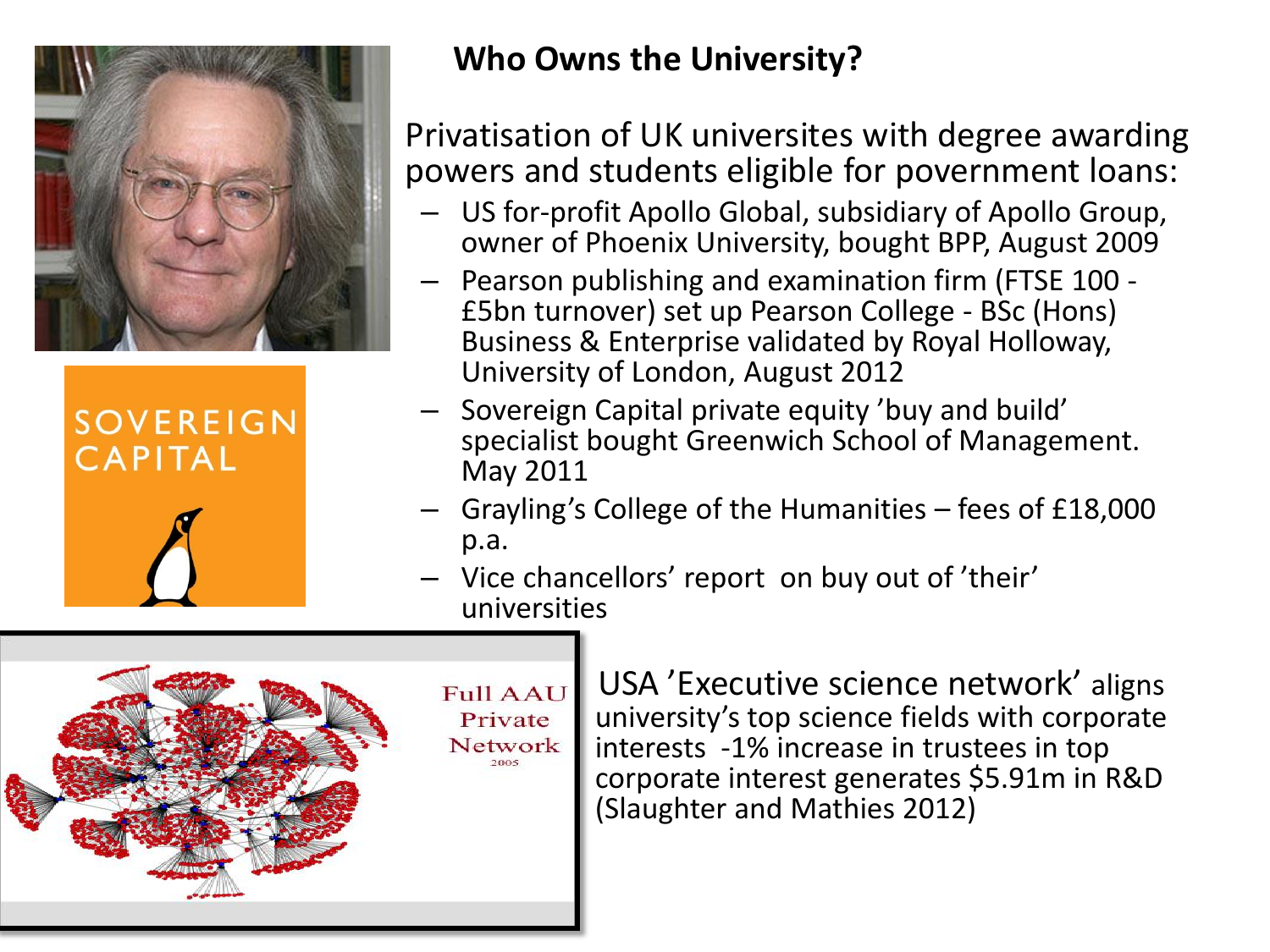## Who Owns the University?

Privatisation of UK universites with degree awarding powers and students eligible for povernment loans:

- US for-profit Apollo Global, subsidiary of Apollo Group, owner of Phoenix University, bought BPP, August 2009
- Pearson publishing and examination firm (FTSE 100 - £5bn turnover) set up Pearson College - BSc (Hons) Business & Enterprise validated by Royal Holloway, University of London, August 2012
- Sovereign Capital private equity 'buy and build' specialist bought Greenwich School of Management. May 2011
- Grayling's College of the Humanities – fees of £18,000 p.a.
- Vice chancellors' report on buy out of 'their' universities

SOVEREIGN CAPITAL

Full AAU Private Network 2005

USA 'Executive science network' aligns university's top science fields with corporate interests -1% increase in trustees in top corporate interest generates $5.91m in R&D (Slaughter and Mathies 2012)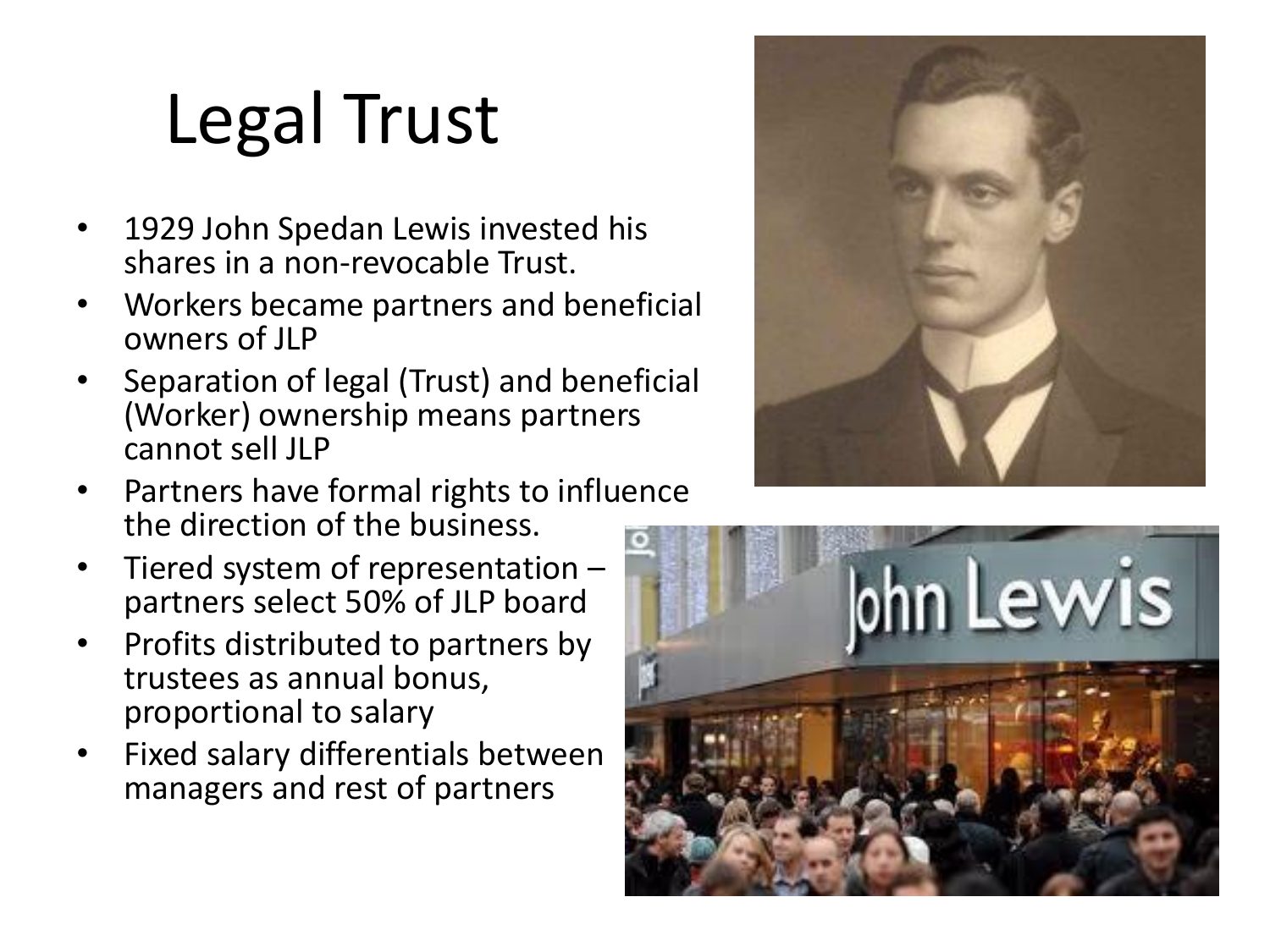# Legal Trust

- 1929 John Spedan Lewis invested his shares in a non-revocable Trust.
- Workers became partners and beneficial owners of JLP
- Separation of legal (Trust) and beneficial (Worker) ownership means partners cannot sell JLP
- Partners have formal rights to influence the direction of the business.
- Tiered system of representation – partners select 50% of JLP board
- Profits distributed to partners by trustees as annual bonus, proportional to salary
- Fixed salary differentials between managers and rest of partners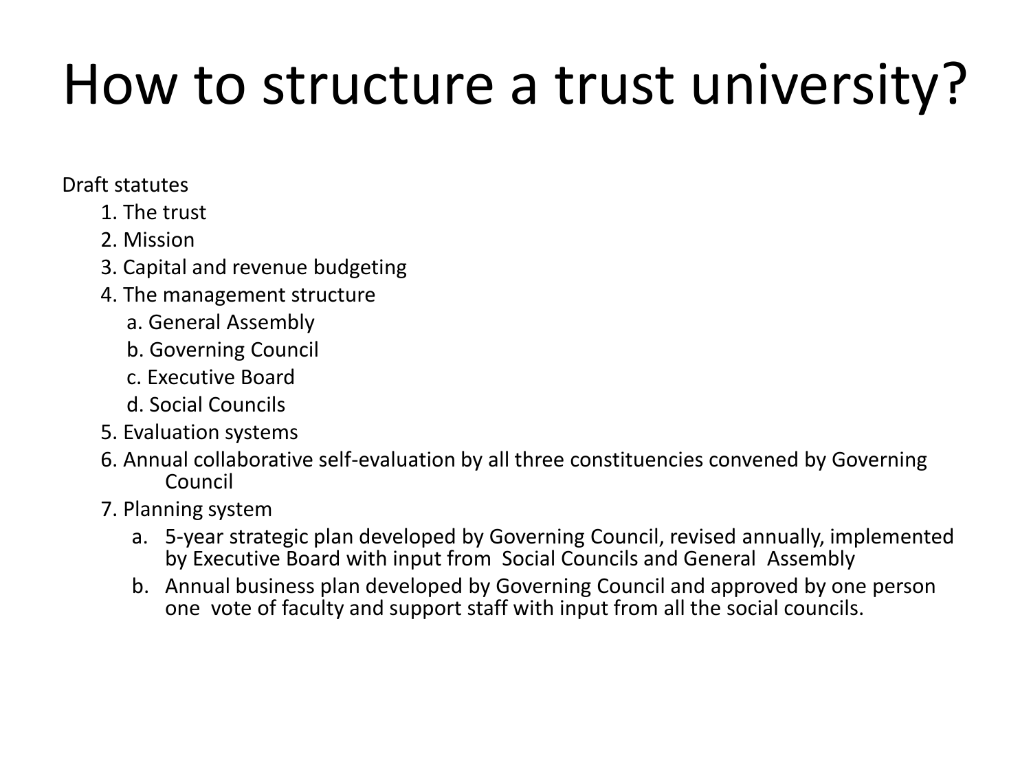# How to structure a trust university?

Draft statutes

1. The trust
2. Mission
3. Capital and revenue budgeting
4. The management structure
   a. General Assembly
   b. Governing Council
   c. Executive Board
   d. Social Councils
5. Evaluation systems
6. Annual collaborative self-evaluation by all three constituencies convened by Governing Council
7. Planning system
   a. 5-year strategic plan developed by Governing Council, revised annually, implemented by Executive Board with input from Social Councils and General Assembly
   b. Annual business plan developed by Governing Council and approved by one person one vote of faculty and support staff with input from all the social councils.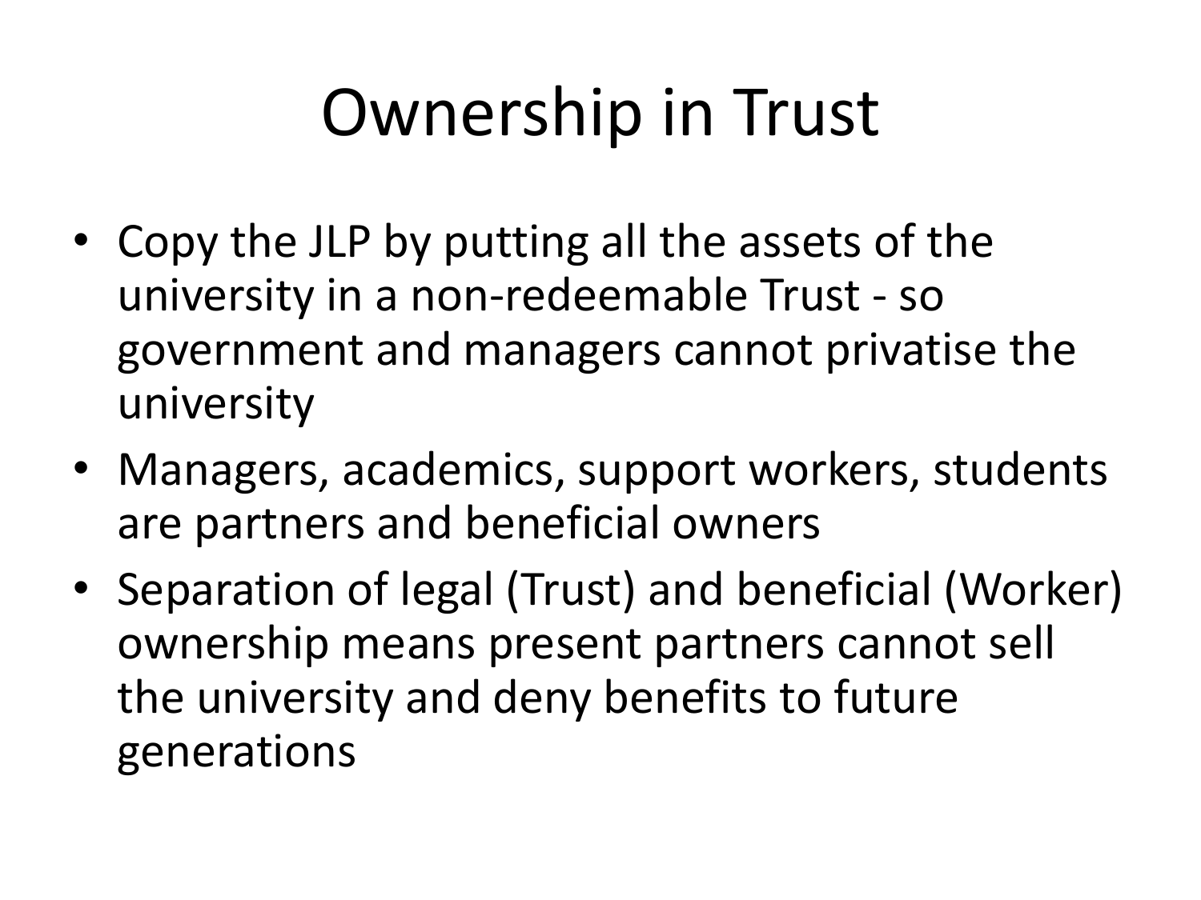# Ownership in Trust

- Copy the JLP by putting all the assets of the university in a non-redeemable Trust - so government and managers cannot privatise the university
- Managers, academics, support workers, students are partners and beneficial owners
- Separation of legal (Trust) and beneficial (Worker) ownership means present partners cannot sell the university and deny benefits to future generations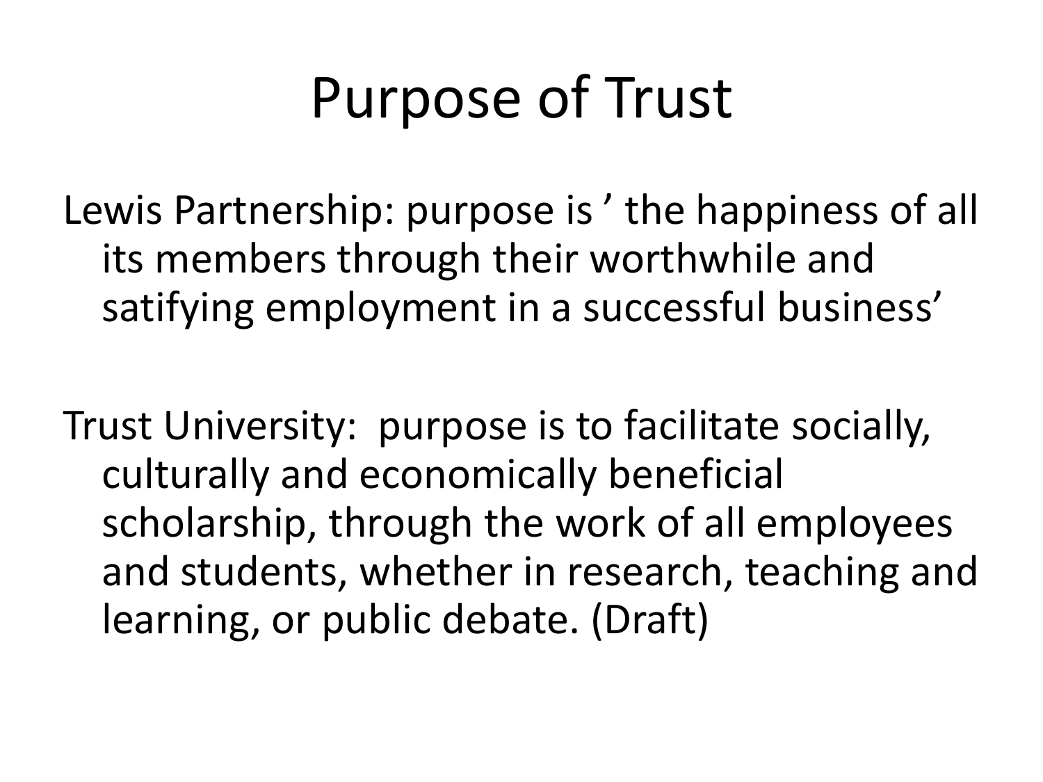# Purpose of Trust

Lewis Partnership: purpose is ’ the happiness of all its members through their worthwhile and satifying employment in a successful business’

Trust University: purpose is to facilitate socially, culturally and economically beneficial scholarship, through the work of all employees and students, whether in research, teaching and learning, or public debate. (Draft)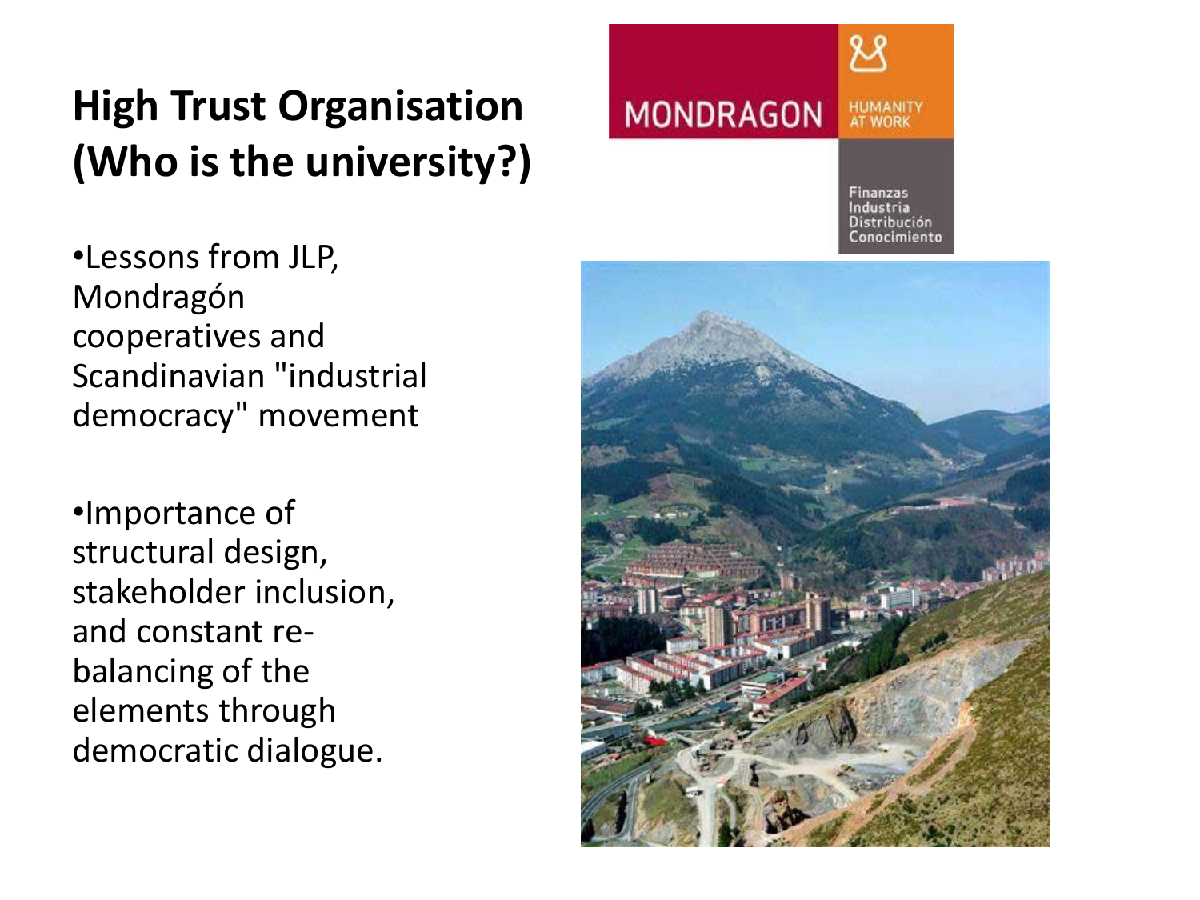# High Trust Organisation (Who is the university?)

- Lessons from JLP, Mondragón cooperatives and Scandinavian "industrial democracy" movement

- Importance of structural design, stakeholder inclusion, and constant re-balancing of the elements through democratic dialogue.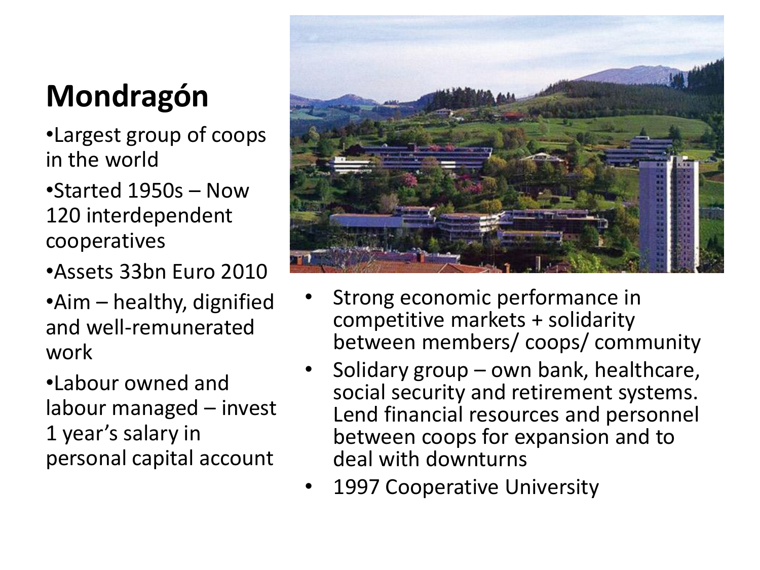# Mondragón

- Largest group of coops in the world
- Started 1950s – Now 120 interdependent cooperatives
- Assets 33bn Euro 2010
- Aim – healthy, dignified and well-remunerated work
- Labour owned and labour managed – invest 1 year's salary in personal capital account

- Strong economic performance in competitive markets + solidarity between members/ coops/ community
- Solidary group – own bank, healthcare, social security and retirement systems. Lend financial resources and personnel between coops for expansion and to deal with downturns
- 1997 Cooperative University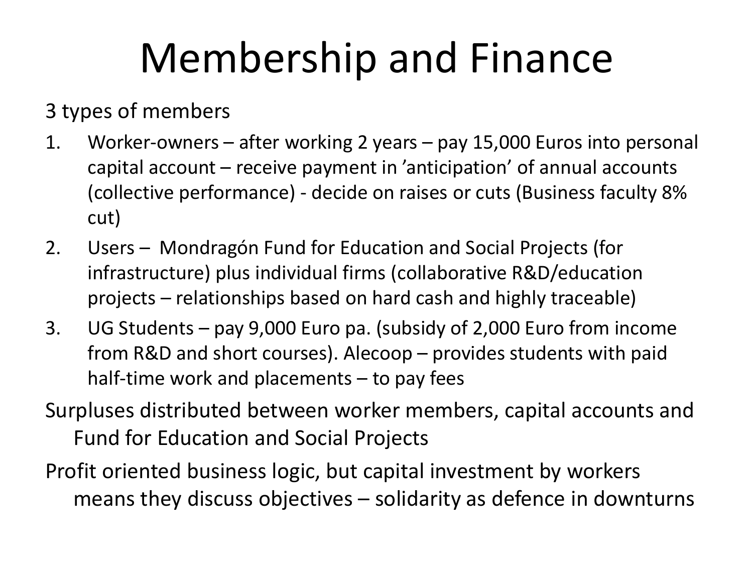# Membership and Finance

3 types of members

1. Worker-owners – after working 2 years – pay 15,000 Euros into personal capital account – receive payment in 'anticipation' of annual accounts (collective performance) - decide on raises or cuts (Business faculty 8% cut)
2. Users – Mondragón Fund for Education and Social Projects (for infrastructure) plus individual firms (collaborative R&D/education projects – relationships based on hard cash and highly traceable)
3. UG Students – pay 9,000 Euro pa. (subsidy of 2,000 Euro from income from R&D and short courses). Alecoop – provides students with paid half-time work and placements – to pay fees

Surpluses distributed between worker members, capital accounts and Fund for Education and Social Projects

Profit oriented business logic, but capital investment by workers means they discuss objectives – solidarity as defence in downturns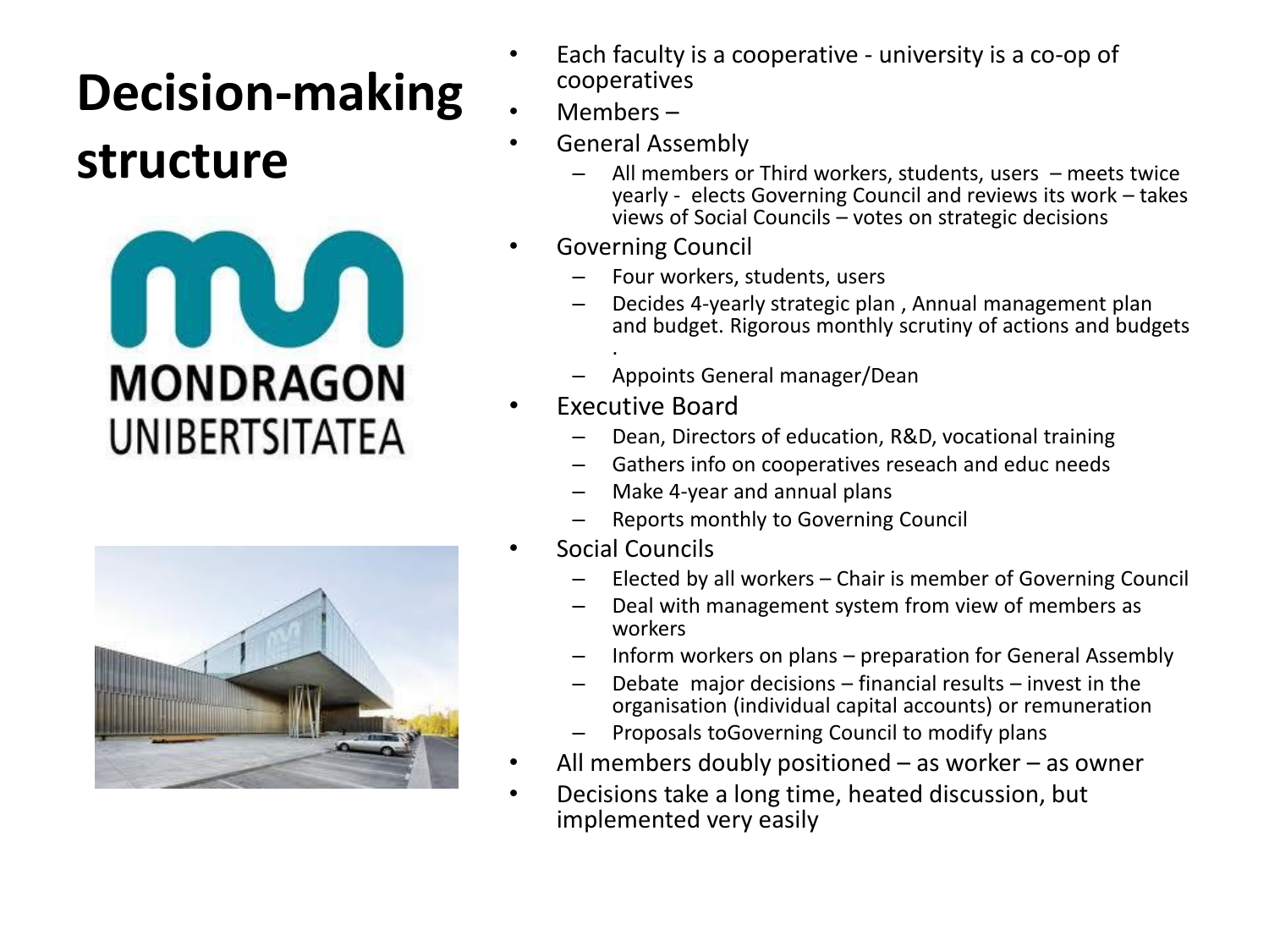# Decision-making structure

MONDRAGON UNIBERTSITATEA

- Each faculty is a cooperative - university is a co-op of cooperatives
- Members –
- General Assembly
  - All members or Third workers, students, users – meets twice yearly - elects Governing Council and reviews its work – takes views of Social Councils – votes on strategic decisions
- Governing Council
  - Four workers, students, users
  - Decides 4-yearly strategic plan , Annual management plan and budget. Rigorous monthly scrutiny of actions and budgets .
  - Appoints General manager/Dean
- Executive Board
  - Dean, Directors of education, R&D, vocational training
  - Gathers info on cooperatives reseach and educ needs
  - Make 4-year and annual plans
  - Reports monthly to Governing Council
- Social Councils
  - Elected by all workers – Chair is member of Governing Council
  - Deal with management system from view of members as workers
  - Inform workers on plans – preparation for General Assembly
  - Debate major decisions – financial results – invest in the organisation (individual capital accounts) or remuneration
  - Proposals toGoverning Council to modify plans
- All members doubly positioned – as worker – as owner
- Decisions take a long time, heated discussion, but implemented very easily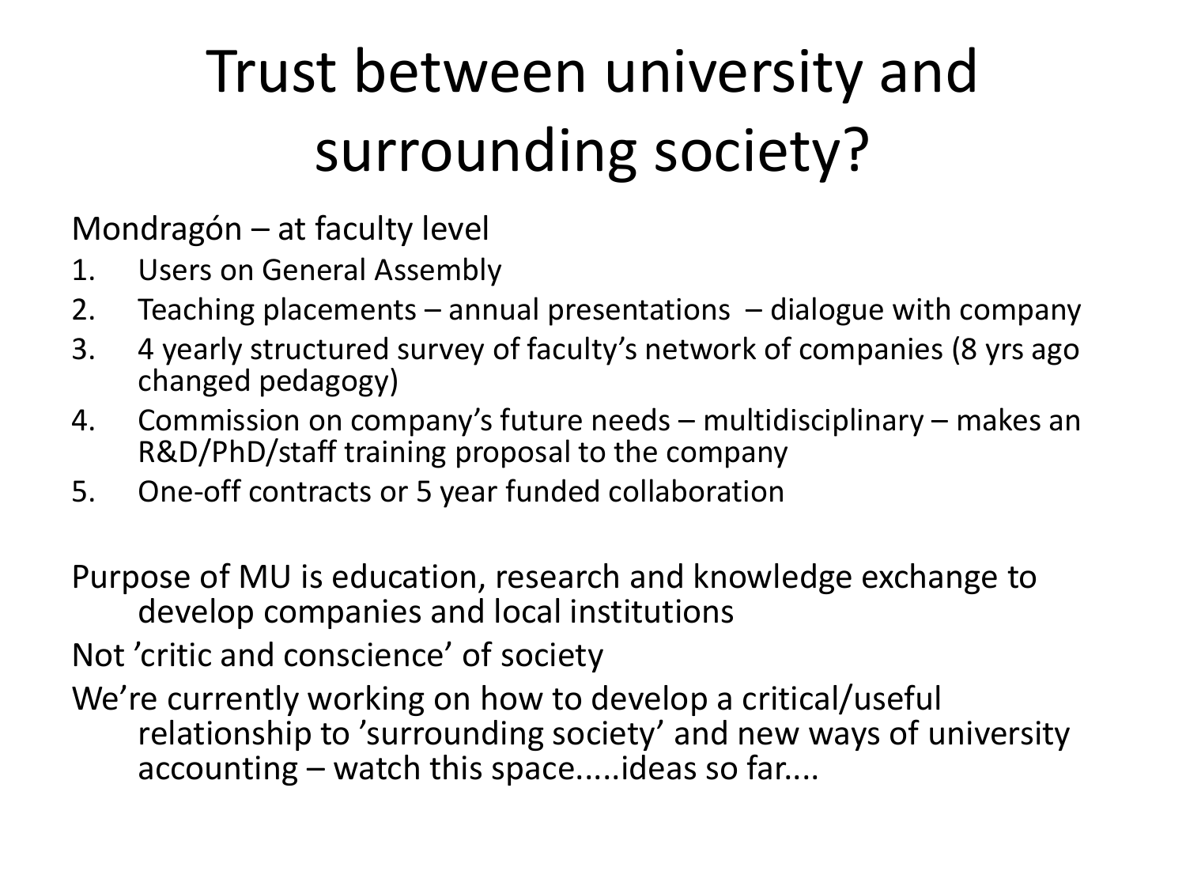# Trust between university and surrounding society?

Mondragón – at faculty level

1. Users on General Assembly
2. Teaching placements – annual presentations – dialogue with company
3. 4 yearly structured survey of faculty's network of companies (8 yrs ago changed pedagogy)
4. Commission on company's future needs – multidisciplinary – makes an R&D/PhD/staff training proposal to the company
5. One-off contracts or 5 year funded collaboration

Purpose of MU is education, research and knowledge exchange to develop companies and local institutions

Not 'critic and conscience' of society

We're currently working on how to develop a critical/useful relationship to 'surrounding society' and new ways of university accounting – watch this space.....ideas so far....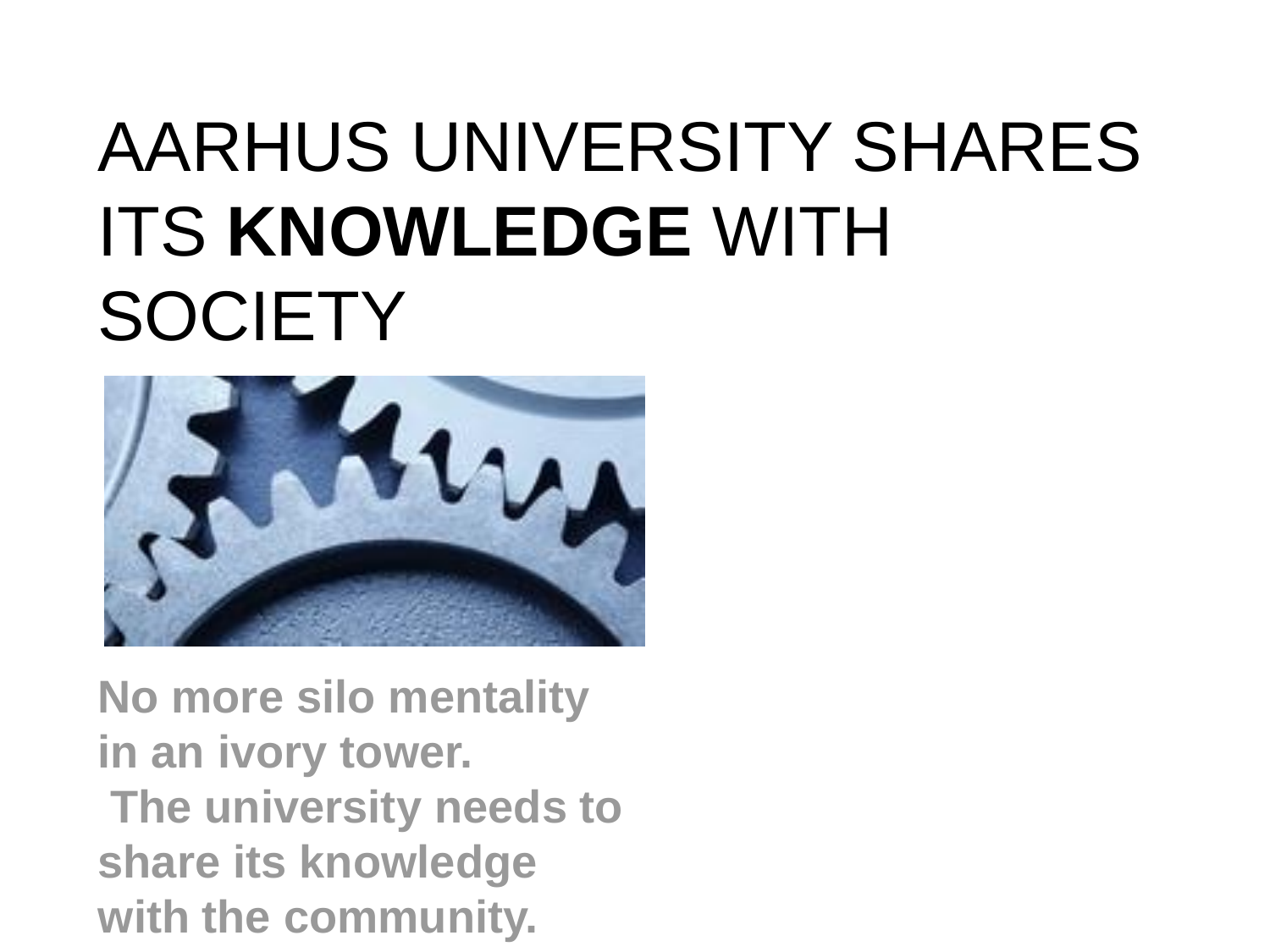# AARHUS UNIVERSITY SHARES ITS **KNOWLEDGE** WITH SOCIETY

**No more silo mentality in an ivory tower. The university needs to share its knowledge with the community.**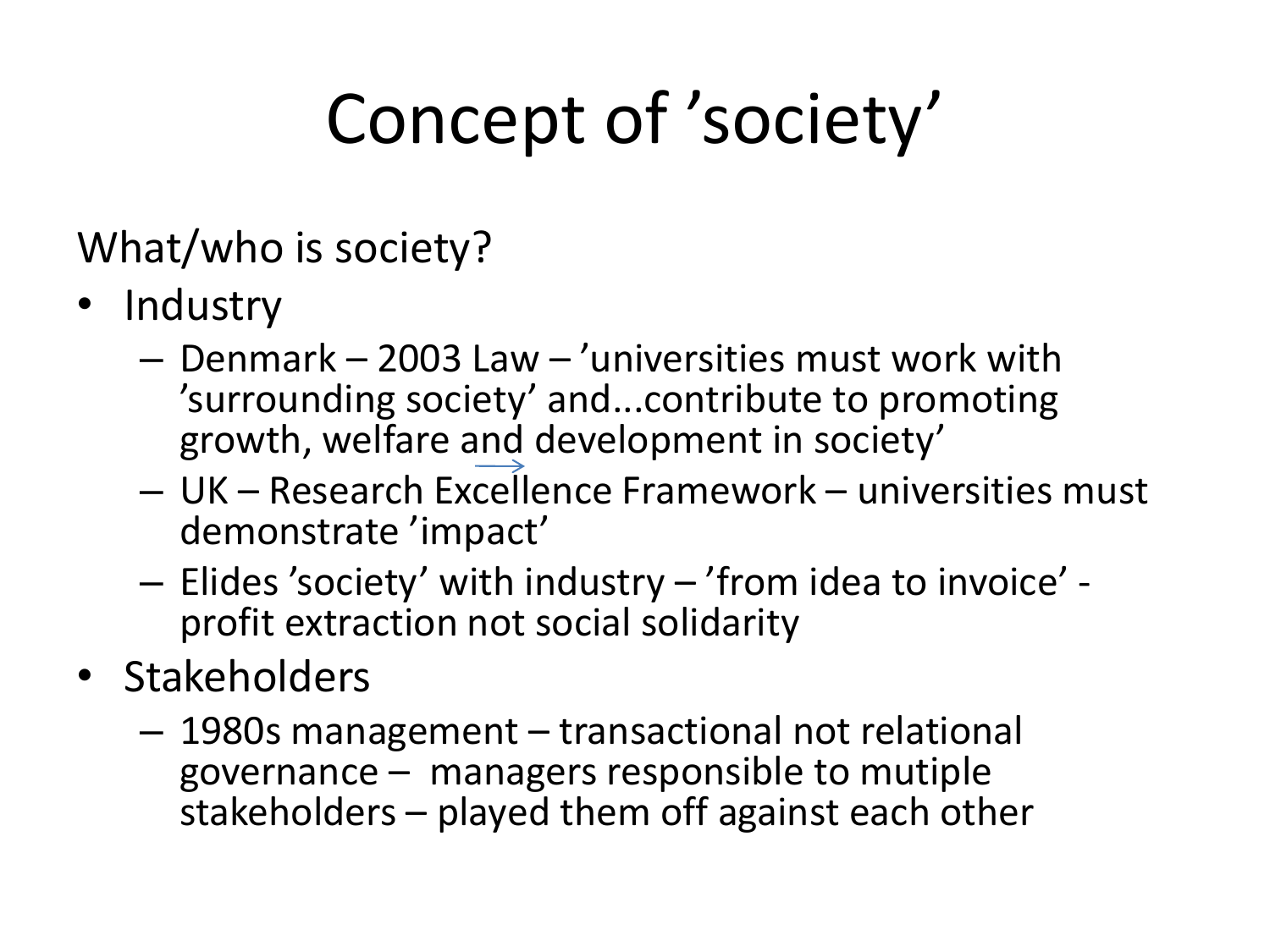# Concept of ’society’

What/who is society?

- Industry
  - Denmark – 2003 Law – ’universities must work with ’surrounding society’ and...contribute to promoting growth, welfare and development in society’
  - UK – Research Excellence Framework – universities must demonstrate ’impact’
  - Elides ’society’ with industry – ’from idea to invoice’ - profit extraction not social solidarity
- Stakeholders
  - 1980s management – transactional not relational governance – managers responsible to mutiple stakeholders – played them off against each other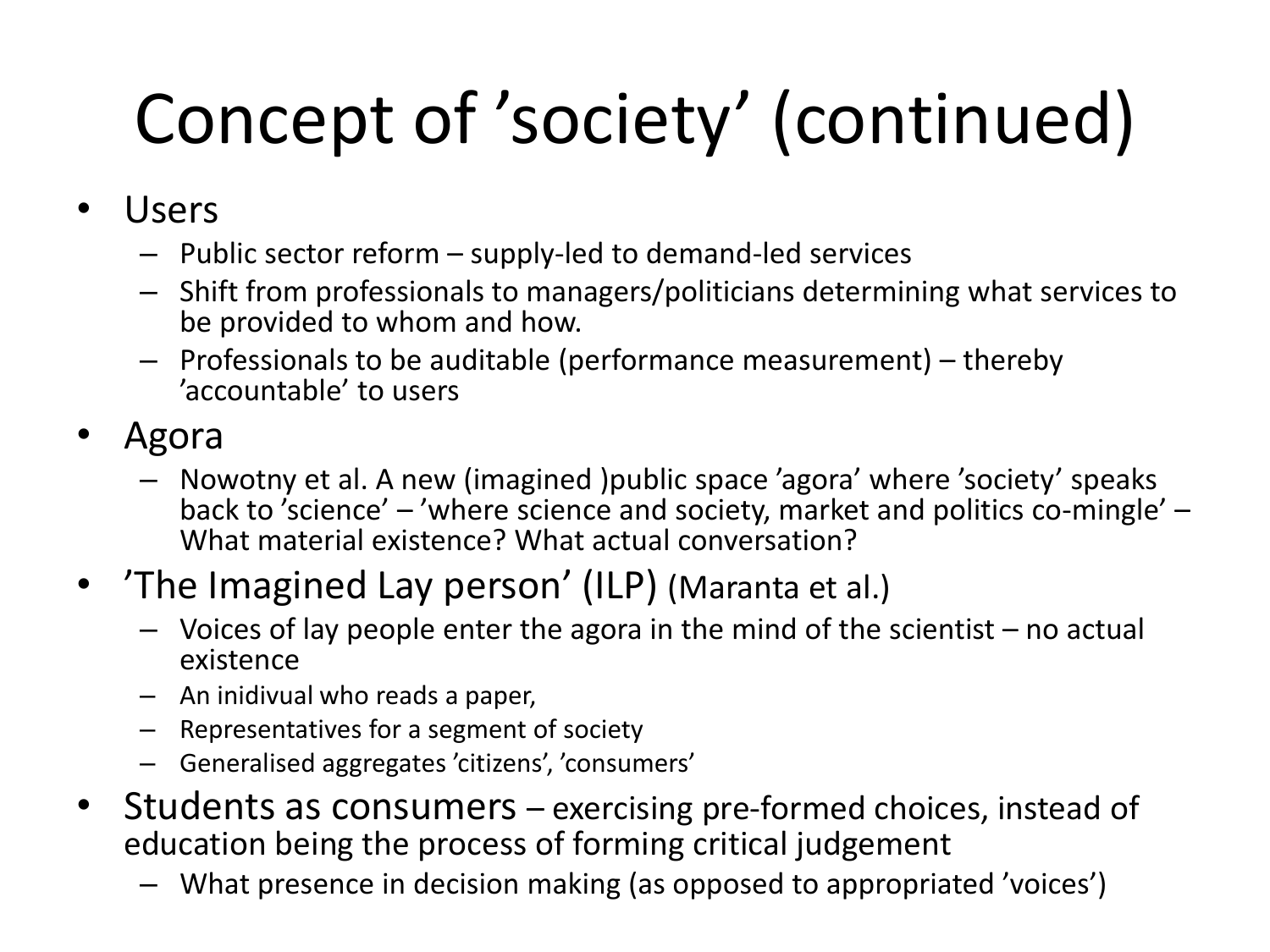# Concept of ’society’ (continued)

- Users
  - Public sector reform – supply-led to demand-led services
  - Shift from professionals to managers/politicians determining what services to be provided to whom and how.
  - Professionals to be auditable (performance measurement) – thereby ’accountable’ to users
- Agora
  - Nowotny et al. A new (imagined )public space ’agora’ where ’society’ speaks back to ’science’ – ’where science and society, market and politics co-mingle’ – What material existence? What actual conversation?
- ’The Imagined Lay person’ (ILP) (Maranta et al.)
  - Voices of lay people enter the agora in the mind of the scientist – no actual existence
  - An inidivual who reads a paper,
  - Representatives for a segment of society
  - Generalised aggregates ’citizens’, ’consumers’
- Students as consumers – exercising pre-formed choices, instead of education being the process of forming critical judgement
  - What presence in decision making (as opposed to appropriated ’voices’)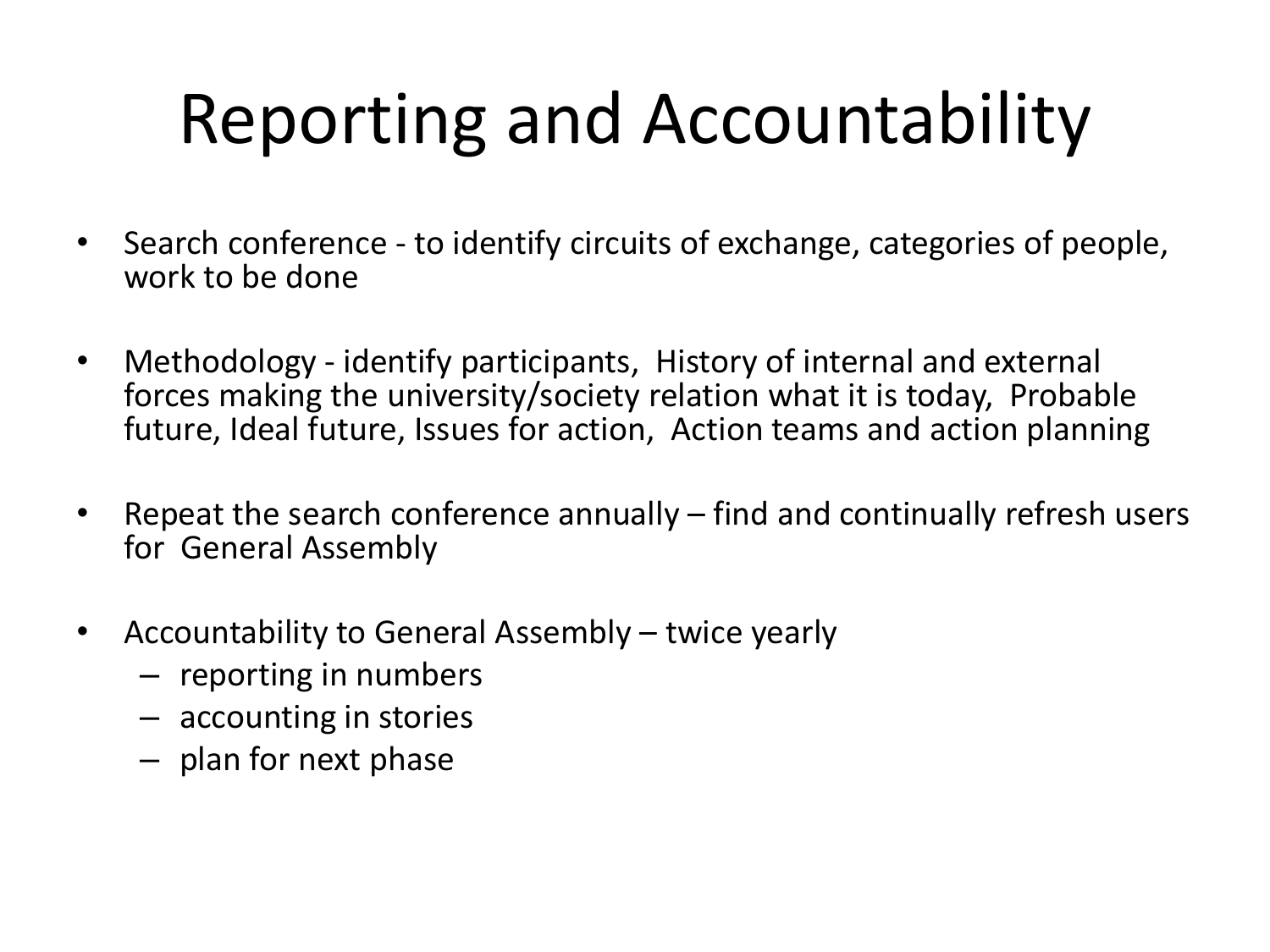# Reporting and Accountability

- Search conference - to identify circuits of exchange, categories of people, work to be done
- Methodology - identify participants, History of internal and external forces making the university/society relation what it is today, Probable future, Ideal future, Issues for action, Action teams and action planning
- Repeat the search conference annually – find and continually refresh users for General Assembly
- Accountability to General Assembly – twice yearly
  - reporting in numbers
  - accounting in stories
  - plan for next phase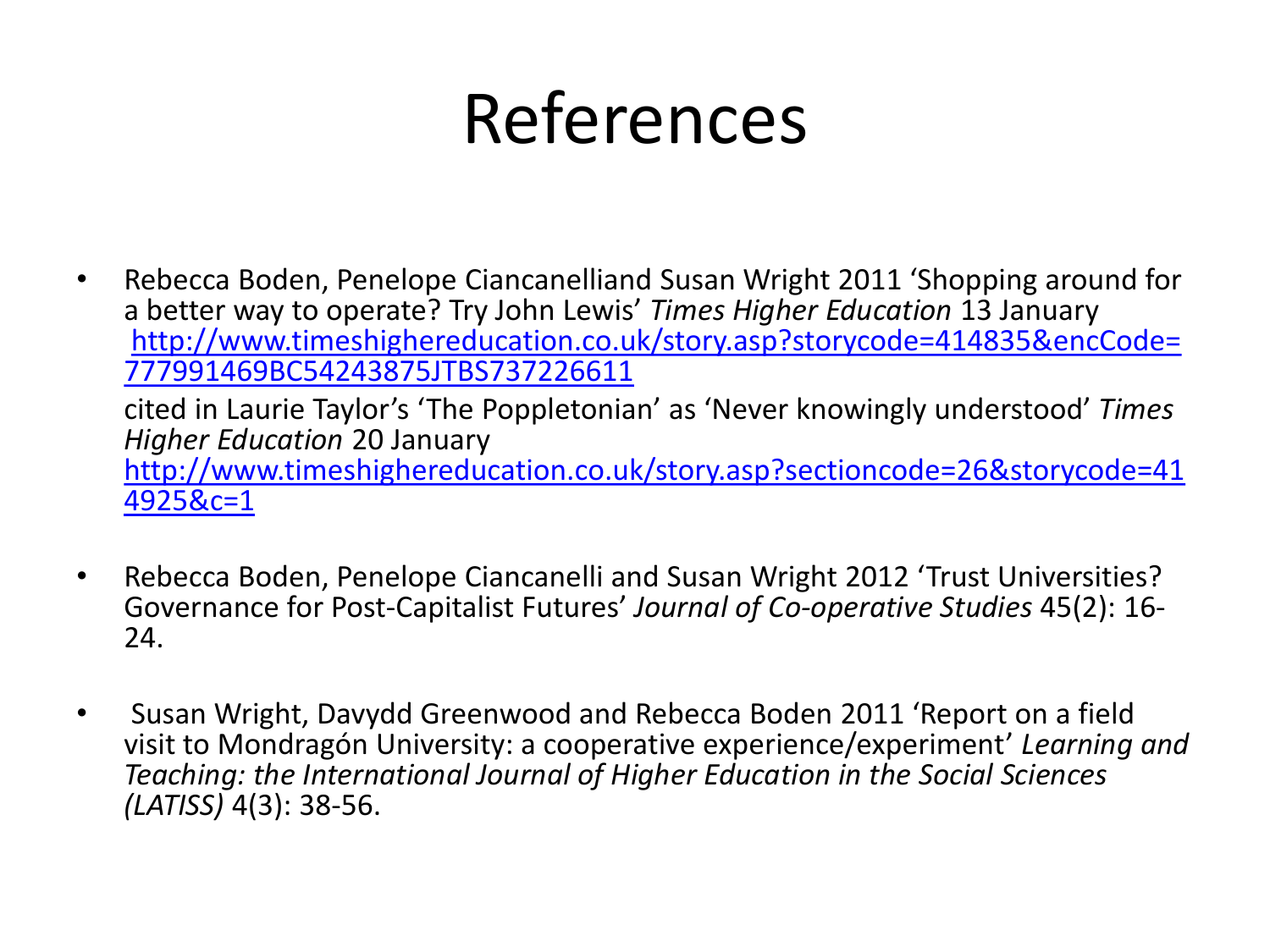# References

- Rebecca Boden, Penelope Ciancanelliand Susan Wright 2011 'Shopping around for a better way to operate? Try John Lewis' *Times Higher Education* 13 January http://www.timeshighereducation.co.uk/story.asp?storycode=414835&encCode=777991469BC54243875JTBS737226611

  cited in Laurie Taylor's 'The Poppletonian' as 'Never knowingly understood' *Times Higher Education* 20 January http://www.timeshighereducation.co.uk/story.asp?sectioncode=26&storycode=414925&c=1

- Rebecca Boden, Penelope Ciancanelli and Susan Wright 2012 'Trust Universities? Governance for Post-Capitalist Futures' *Journal of Co-operative Studies* 45(2): 16-24.

- Susan Wright, Davydd Greenwood and Rebecca Boden 2011 'Report on a field visit to Mondragón University: a cooperative experience/experiment' *Learning and Teaching: the International Journal of Higher Education in the Social Sciences (LATISS)* 4(3): 38-56.